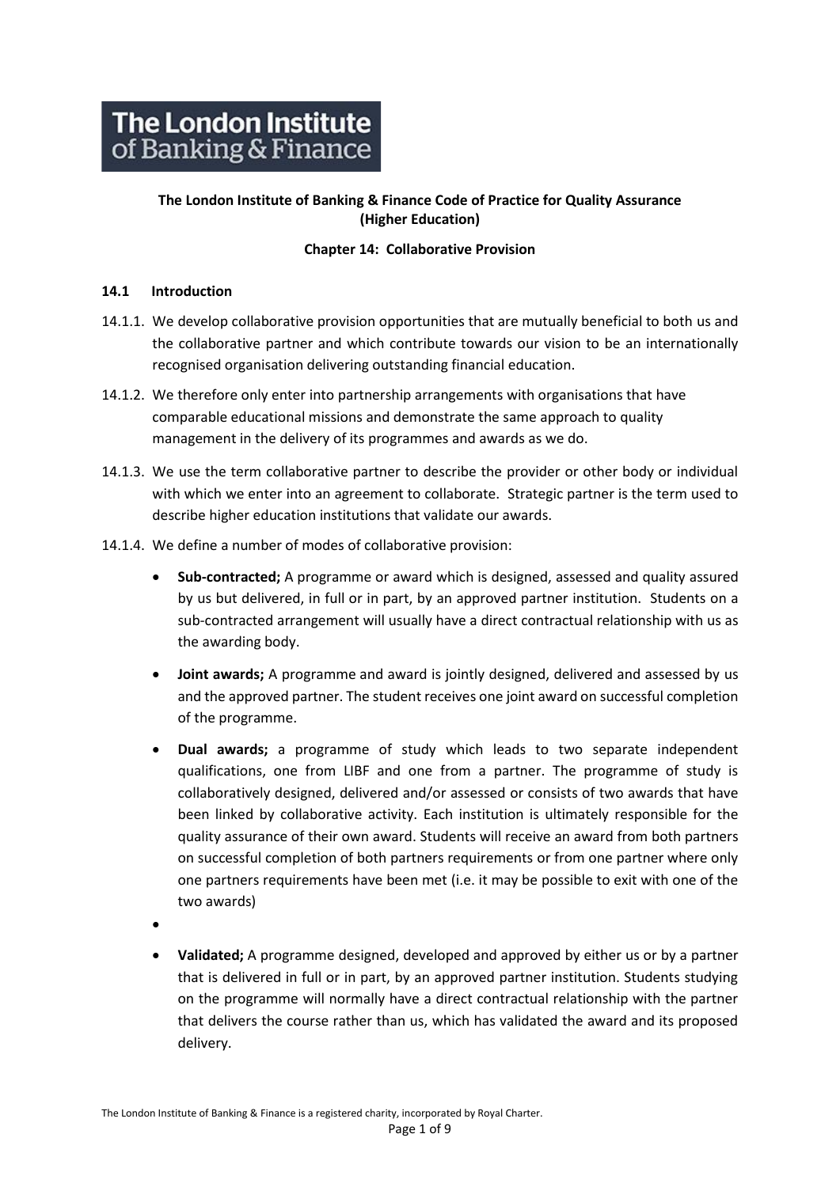The London Institute of Banking & Finance

**The London Institute of Banking & Finance Code of Practice for Quality Assurance (Higher Education)**

**Chapter 14: Collaborative Provision**

### 14.1 Introduction

14.1.1. We develop collaborative provision opportunities that are mutually beneficial to both us and the collaborative partner and which contribute towards our vision to be an internationally recognised organisation delivering outstanding financial education.

14.1.2. We therefore only enter into partnership arrangements with organisations that have comparable educational missions and demonstrate the same approach to quality management in the delivery of its programmes and awards as we do.

14.1.3. We use the term collaborative partner to describe the provider or other body or individual with which we enter into an agreement to collaborate. Strategic partner is the term used to describe higher education institutions that validate our awards.

14.1.4. We define a number of modes of collaborative provision:

- **Sub-contracted;** A programme or award which is designed, assessed and quality assured by us but delivered, in full or in part, by an approved partner institution. Students on a sub-contracted arrangement will usually have a direct contractual relationship with us as the awarding body.
- **Joint awards;** A programme and award is jointly designed, delivered and assessed by us and the approved partner. The student receives one joint award on successful completion of the programme.
- **Dual awards;** a programme of study which leads to two separate independent qualifications, one from LIBF and one from a partner. The programme of study is collaboratively designed, delivered and/or assessed or consists of two awards that have been linked by collaborative activity. Each institution is ultimately responsible for the quality assurance of their own award. Students will receive an award from both partners on successful completion of both partners requirements or from one partner where only one partners requirements have been met (i.e. it may be possible to exit with one of the two awards)
- **Validated;** A programme designed, developed and approved by either us or by a partner that is delivered in full or in part, by an approved partner institution. Students studying on the programme will normally have a direct contractual relationship with the partner that delivers the course rather than us, which has validated the award and its proposed delivery.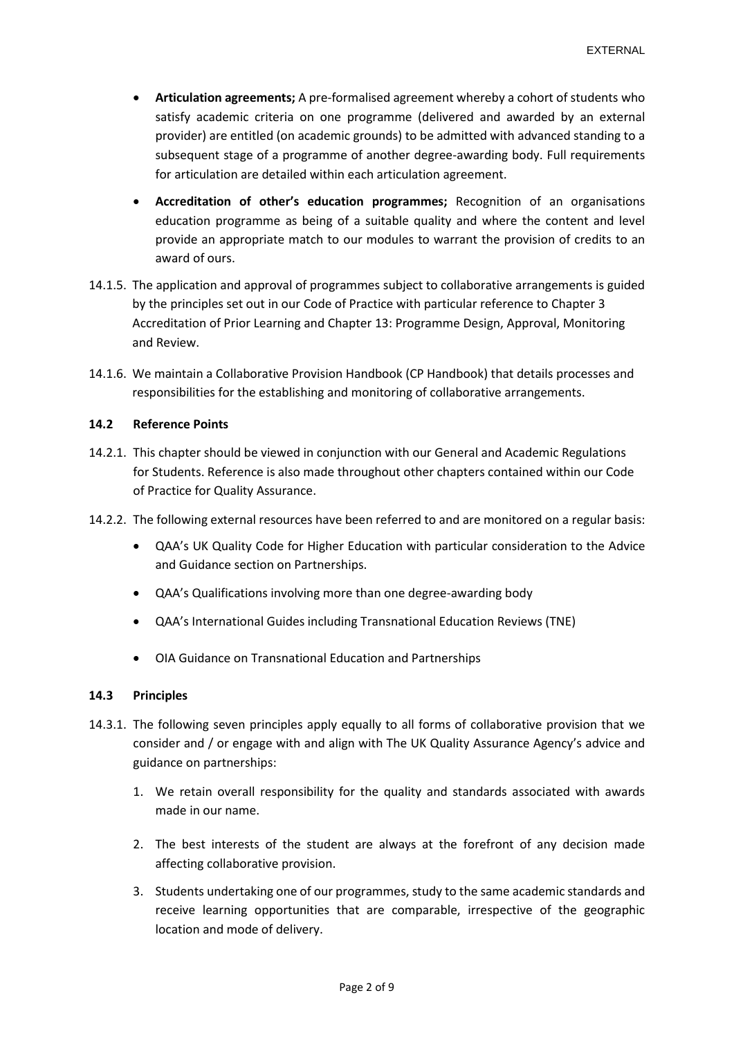- **Articulation agreements;** A pre-formalised agreement whereby a cohort of students who satisfy academic criteria on one programme (delivered and awarded by an external provider) are entitled (on academic grounds) to be admitted with advanced standing to a subsequent stage of a programme of another degree-awarding body. Full requirements for articulation are detailed within each articulation agreement.

- **Accreditation of other's education programmes;** Recognition of an organisations education programme as being of a suitable quality and where the content and level provide an appropriate match to our modules to warrant the provision of credits to an award of ours.

14.1.5. The application and approval of programmes subject to collaborative arrangements is guided by the principles set out in our Code of Practice with particular reference to Chapter 3 Accreditation of Prior Learning and Chapter 13: Programme Design, Approval, Monitoring and Review.

14.1.6. We maintain a Collaborative Provision Handbook (CP Handbook) that details processes and responsibilities for the establishing and monitoring of collaborative arrangements.

### 14.2 Reference Points

14.2.1. This chapter should be viewed in conjunction with our General and Academic Regulations for Students. Reference is also made throughout other chapters contained within our Code of Practice for Quality Assurance.

14.2.2. The following external resources have been referred to and are monitored on a regular basis:

- QAA's UK Quality Code for Higher Education with particular consideration to the Advice and Guidance section on Partnerships.
- QAA's Qualifications involving more than one degree-awarding body
- QAA's International Guides including Transnational Education Reviews (TNE)
- OIA Guidance on Transnational Education and Partnerships

### 14.3 Principles

14.3.1. The following seven principles apply equally to all forms of collaborative provision that we consider and / or engage with and align with The UK Quality Assurance Agency's advice and guidance on partnerships:

1. We retain overall responsibility for the quality and standards associated with awards made in our name.
2. The best interests of the student are always at the forefront of any decision made affecting collaborative provision.
3. Students undertaking one of our programmes, study to the same academic standards and receive learning opportunities that are comparable, irrespective of the geographic location and mode of delivery.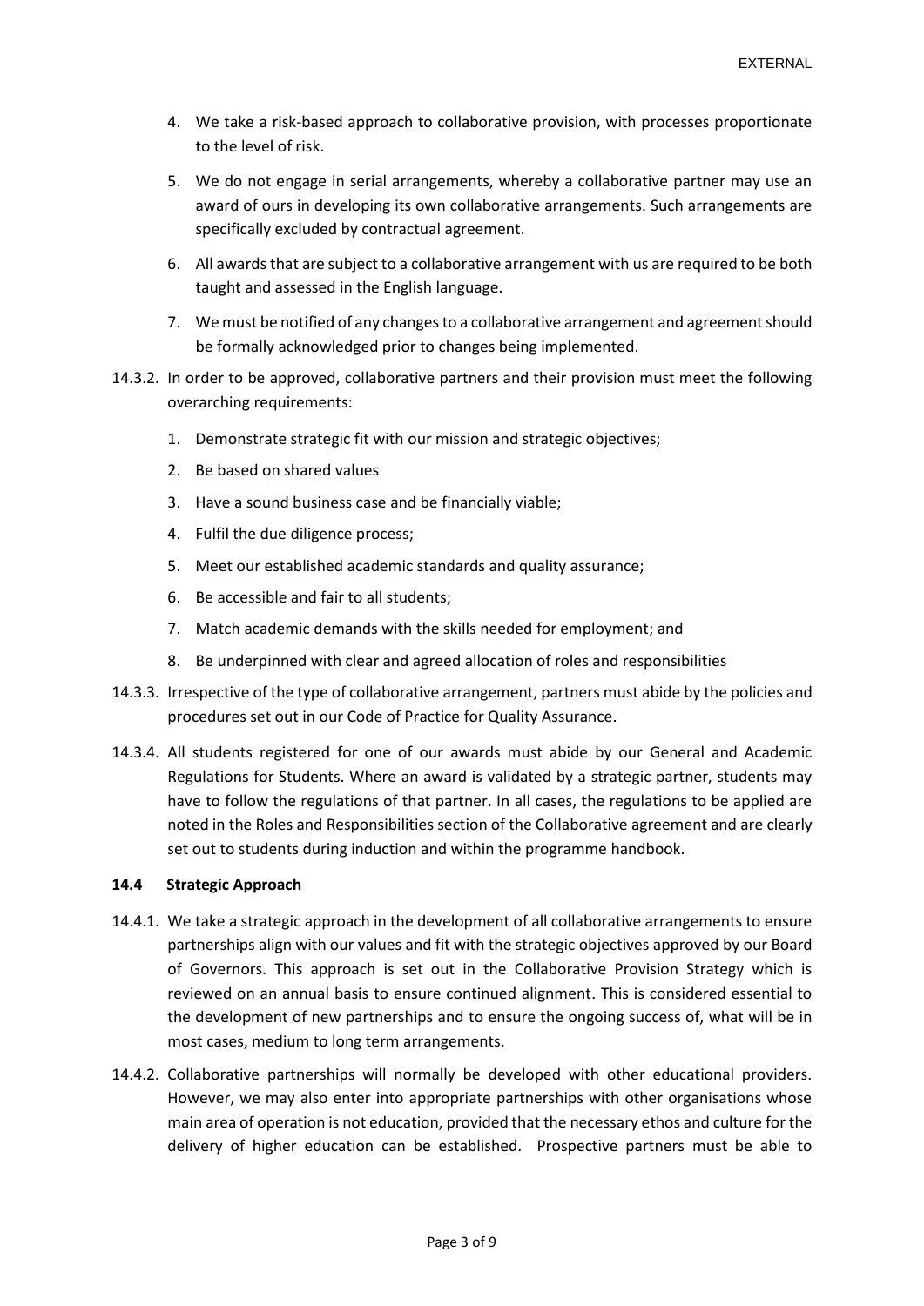4. We take a risk-based approach to collaborative provision, with processes proportionate to the level of risk.
5. We do not engage in serial arrangements, whereby a collaborative partner may use an award of ours in developing its own collaborative arrangements. Such arrangements are specifically excluded by contractual agreement.
6. All awards that are subject to a collaborative arrangement with us are required to be both taught and assessed in the English language.
7. We must be notified of any changes to a collaborative arrangement and agreement should be formally acknowledged prior to changes being implemented.

14.3.2. In order to be approved, collaborative partners and their provision must meet the following overarching requirements:

1. Demonstrate strategic fit with our mission and strategic objectives;
2. Be based on shared values
3. Have a sound business case and be financially viable;
4. Fulfil the due diligence process;
5. Meet our established academic standards and quality assurance;
6. Be accessible and fair to all students;
7. Match academic demands with the skills needed for employment; and
8. Be underpinned with clear and agreed allocation of roles and responsibilities

14.3.3. Irrespective of the type of collaborative arrangement, partners must abide by the policies and procedures set out in our Code of Practice for Quality Assurance.

14.3.4. All students registered for one of our awards must abide by our General and Academic Regulations for Students. Where an award is validated by a strategic partner, students may have to follow the regulations of that partner. In all cases, the regulations to be applied are noted in the Roles and Responsibilities section of the Collaborative agreement and are clearly set out to students during induction and within the programme handbook.

#### 14.4 Strategic Approach

14.4.1. We take a strategic approach in the development of all collaborative arrangements to ensure partnerships align with our values and fit with the strategic objectives approved by our Board of Governors. This approach is set out in the Collaborative Provision Strategy which is reviewed on an annual basis to ensure continued alignment. This is considered essential to the development of new partnerships and to ensure the ongoing success of, what will be in most cases, medium to long term arrangements.

14.4.2. Collaborative partnerships will normally be developed with other educational providers. However, we may also enter into appropriate partnerships with other organisations whose main area of operation is not education, provided that the necessary ethos and culture for the delivery of higher education can be established. Prospective partners must be able to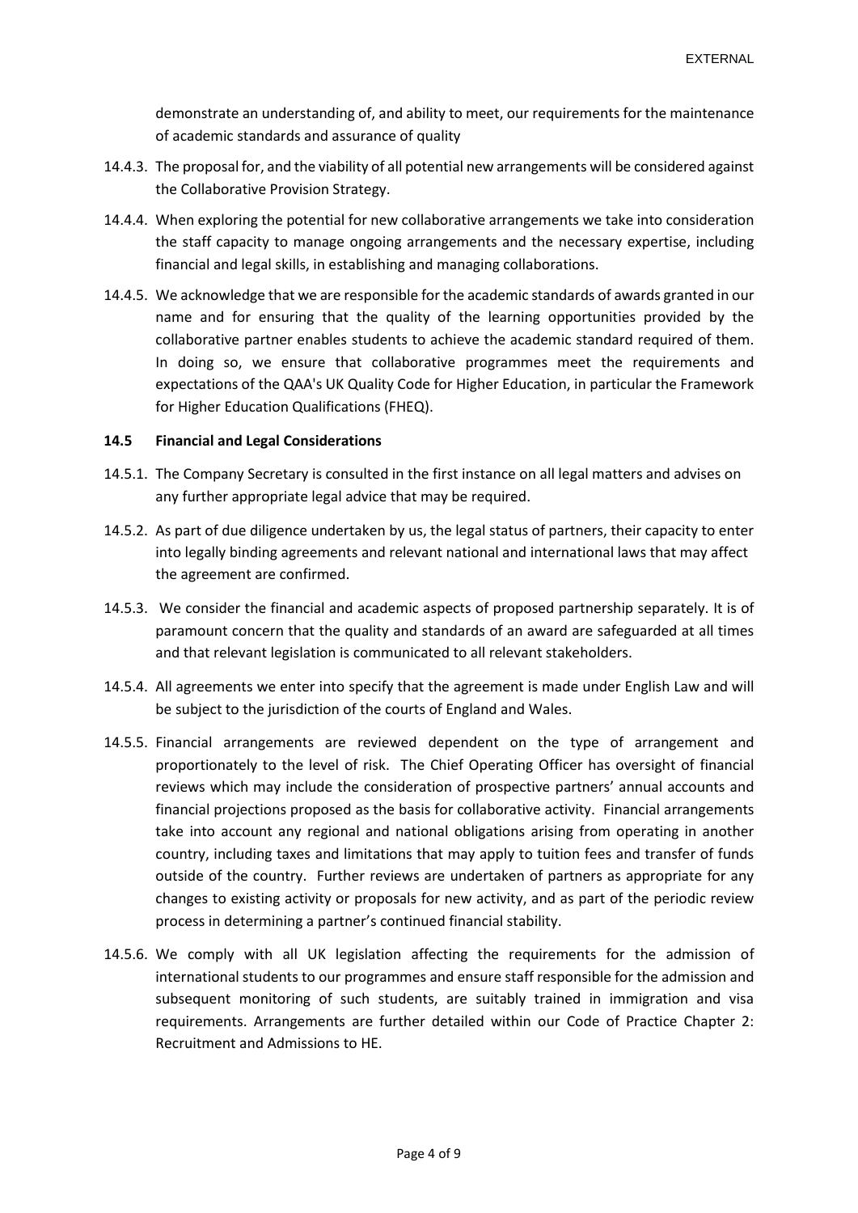demonstrate an understanding of, and ability to meet, our requirements for the maintenance of academic standards and assurance of quality

14.4.3. The proposal for, and the viability of all potential new arrangements will be considered against the Collaborative Provision Strategy.

14.4.4. When exploring the potential for new collaborative arrangements we take into consideration the staff capacity to manage ongoing arrangements and the necessary expertise, including financial and legal skills, in establishing and managing collaborations.

14.4.5. We acknowledge that we are responsible for the academic standards of awards granted in our name and for ensuring that the quality of the learning opportunities provided by the collaborative partner enables students to achieve the academic standard required of them. In doing so, we ensure that collaborative programmes meet the requirements and expectations of the QAA's UK Quality Code for Higher Education, in particular the Framework for Higher Education Qualifications (FHEQ).

**14.5 Financial and Legal Considerations**

14.5.1. The Company Secretary is consulted in the first instance on all legal matters and advises on any further appropriate legal advice that may be required.

14.5.2. As part of due diligence undertaken by us, the legal status of partners, their capacity to enter into legally binding agreements and relevant national and international laws that may affect the agreement are confirmed.

14.5.3. We consider the financial and academic aspects of proposed partnership separately. It is of paramount concern that the quality and standards of an award are safeguarded at all times and that relevant legislation is communicated to all relevant stakeholders.

14.5.4. All agreements we enter into specify that the agreement is made under English Law and will be subject to the jurisdiction of the courts of England and Wales.

14.5.5. Financial arrangements are reviewed dependent on the type of arrangement and proportionately to the level of risk. The Chief Operating Officer has oversight of financial reviews which may include the consideration of prospective partners' annual accounts and financial projections proposed as the basis for collaborative activity. Financial arrangements take into account any regional and national obligations arising from operating in another country, including taxes and limitations that may apply to tuition fees and transfer of funds outside of the country. Further reviews are undertaken of partners as appropriate for any changes to existing activity or proposals for new activity, and as part of the periodic review process in determining a partner's continued financial stability.

14.5.6. We comply with all UK legislation affecting the requirements for the admission of international students to our programmes and ensure staff responsible for the admission and subsequent monitoring of such students, are suitably trained in immigration and visa requirements. Arrangements are further detailed within our Code of Practice Chapter 2: Recruitment and Admissions to HE.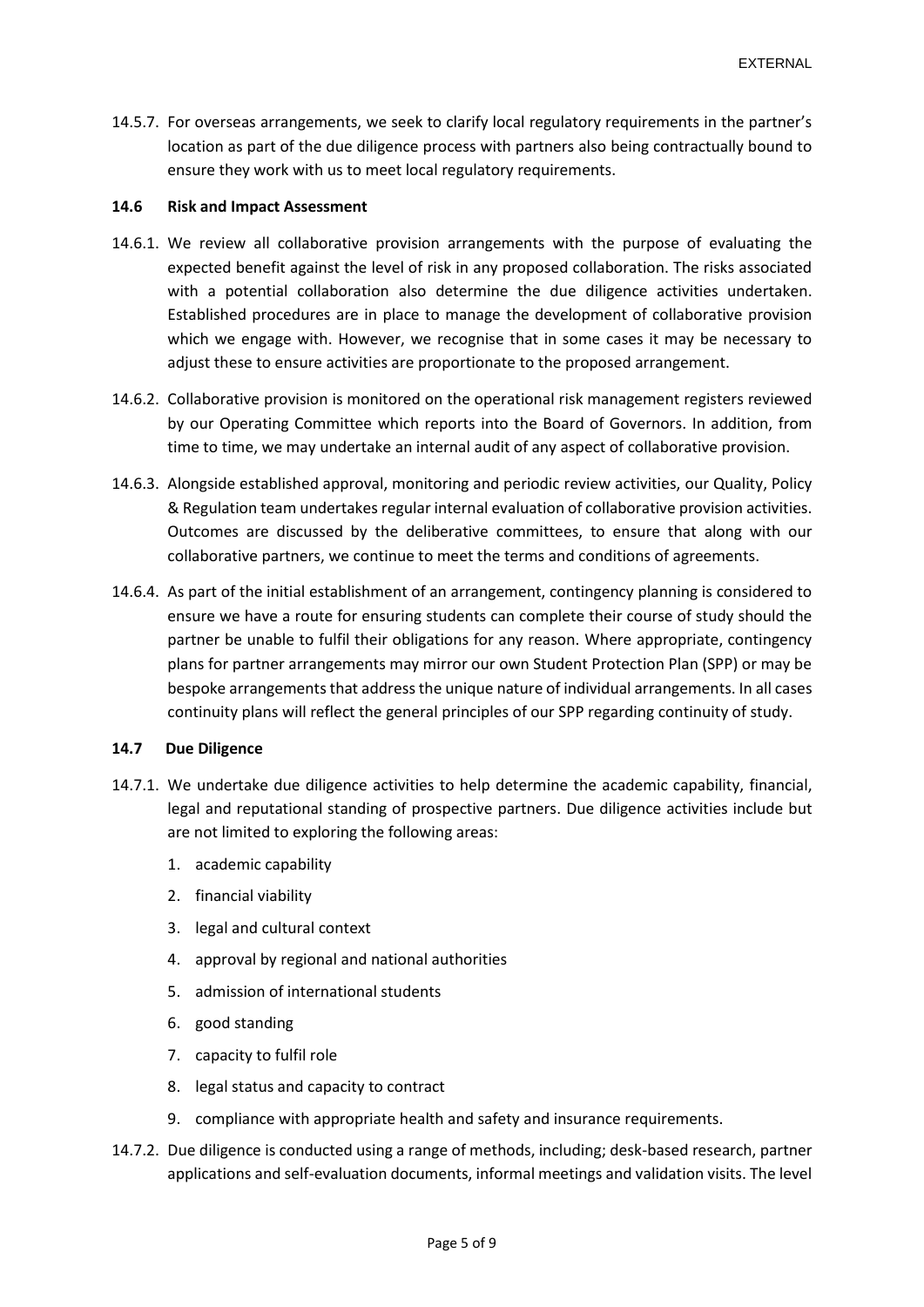14.5.7. For overseas arrangements, we seek to clarify local regulatory requirements in the partner's location as part of the due diligence process with partners also being contractually bound to ensure they work with us to meet local regulatory requirements.

### 14.6 Risk and Impact Assessment

14.6.1. We review all collaborative provision arrangements with the purpose of evaluating the expected benefit against the level of risk in any proposed collaboration. The risks associated with a potential collaboration also determine the due diligence activities undertaken. Established procedures are in place to manage the development of collaborative provision which we engage with. However, we recognise that in some cases it may be necessary to adjust these to ensure activities are proportionate to the proposed arrangement.

14.6.2. Collaborative provision is monitored on the operational risk management registers reviewed by our Operating Committee which reports into the Board of Governors. In addition, from time to time, we may undertake an internal audit of any aspect of collaborative provision.

14.6.3. Alongside established approval, monitoring and periodic review activities, our Quality, Policy & Regulation team undertakes regular internal evaluation of collaborative provision activities. Outcomes are discussed by the deliberative committees, to ensure that along with our collaborative partners, we continue to meet the terms and conditions of agreements.

14.6.4. As part of the initial establishment of an arrangement, contingency planning is considered to ensure we have a route for ensuring students can complete their course of study should the partner be unable to fulfil their obligations for any reason. Where appropriate, contingency plans for partner arrangements may mirror our own Student Protection Plan (SPP) or may be bespoke arrangements that address the unique nature of individual arrangements. In all cases continuity plans will reflect the general principles of our SPP regarding continuity of study.

### 14.7 Due Diligence

14.7.1. We undertake due diligence activities to help determine the academic capability, financial, legal and reputational standing of prospective partners. Due diligence activities include but are not limited to exploring the following areas:

1. academic capability
2. financial viability
3. legal and cultural context
4. approval by regional and national authorities
5. admission of international students
6. good standing
7. capacity to fulfil role
8. legal status and capacity to contract
9. compliance with appropriate health and safety and insurance requirements.

14.7.2. Due diligence is conducted using a range of methods, including; desk-based research, partner applications and self-evaluation documents, informal meetings and validation visits. The level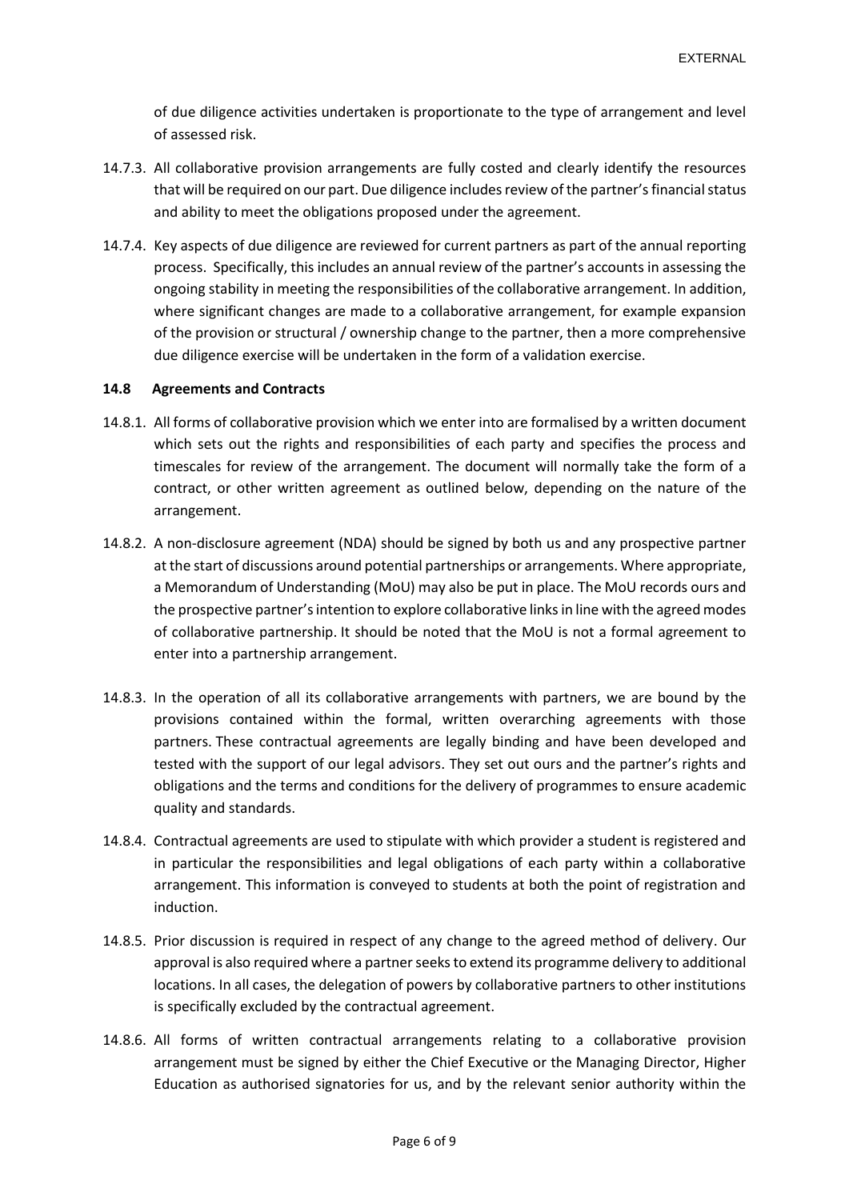of due diligence activities undertaken is proportionate to the type of arrangement and level of assessed risk.

14.7.3. All collaborative provision arrangements are fully costed and clearly identify the resources that will be required on our part. Due diligence includes review of the partner's financial status and ability to meet the obligations proposed under the agreement.

14.7.4. Key aspects of due diligence are reviewed for current partners as part of the annual reporting process. Specifically, this includes an annual review of the partner's accounts in assessing the ongoing stability in meeting the responsibilities of the collaborative arrangement. In addition, where significant changes are made to a collaborative arrangement, for example expansion of the provision or structural / ownership change to the partner, then a more comprehensive due diligence exercise will be undertaken in the form of a validation exercise.

### 14.8 Agreements and Contracts

14.8.1. All forms of collaborative provision which we enter into are formalised by a written document which sets out the rights and responsibilities of each party and specifies the process and timescales for review of the arrangement. The document will normally take the form of a contract, or other written agreement as outlined below, depending on the nature of the arrangement.

14.8.2. A non-disclosure agreement (NDA) should be signed by both us and any prospective partner at the start of discussions around potential partnerships or arrangements. Where appropriate, a Memorandum of Understanding (MoU) may also be put in place. The MoU records ours and the prospective partner's intention to explore collaborative links in line with the agreed modes of collaborative partnership. It should be noted that the MoU is not a formal agreement to enter into a partnership arrangement.

14.8.3. In the operation of all its collaborative arrangements with partners, we are bound by the provisions contained within the formal, written overarching agreements with those partners. These contractual agreements are legally binding and have been developed and tested with the support of our legal advisors. They set out ours and the partner's rights and obligations and the terms and conditions for the delivery of programmes to ensure academic quality and standards.

14.8.4. Contractual agreements are used to stipulate with which provider a student is registered and in particular the responsibilities and legal obligations of each party within a collaborative arrangement. This information is conveyed to students at both the point of registration and induction.

14.8.5. Prior discussion is required in respect of any change to the agreed method of delivery. Our approval is also required where a partner seeks to extend its programme delivery to additional locations. In all cases, the delegation of powers by collaborative partners to other institutions is specifically excluded by the contractual agreement.

14.8.6. All forms of written contractual arrangements relating to a collaborative provision arrangement must be signed by either the Chief Executive or the Managing Director, Higher Education as authorised signatories for us, and by the relevant senior authority within the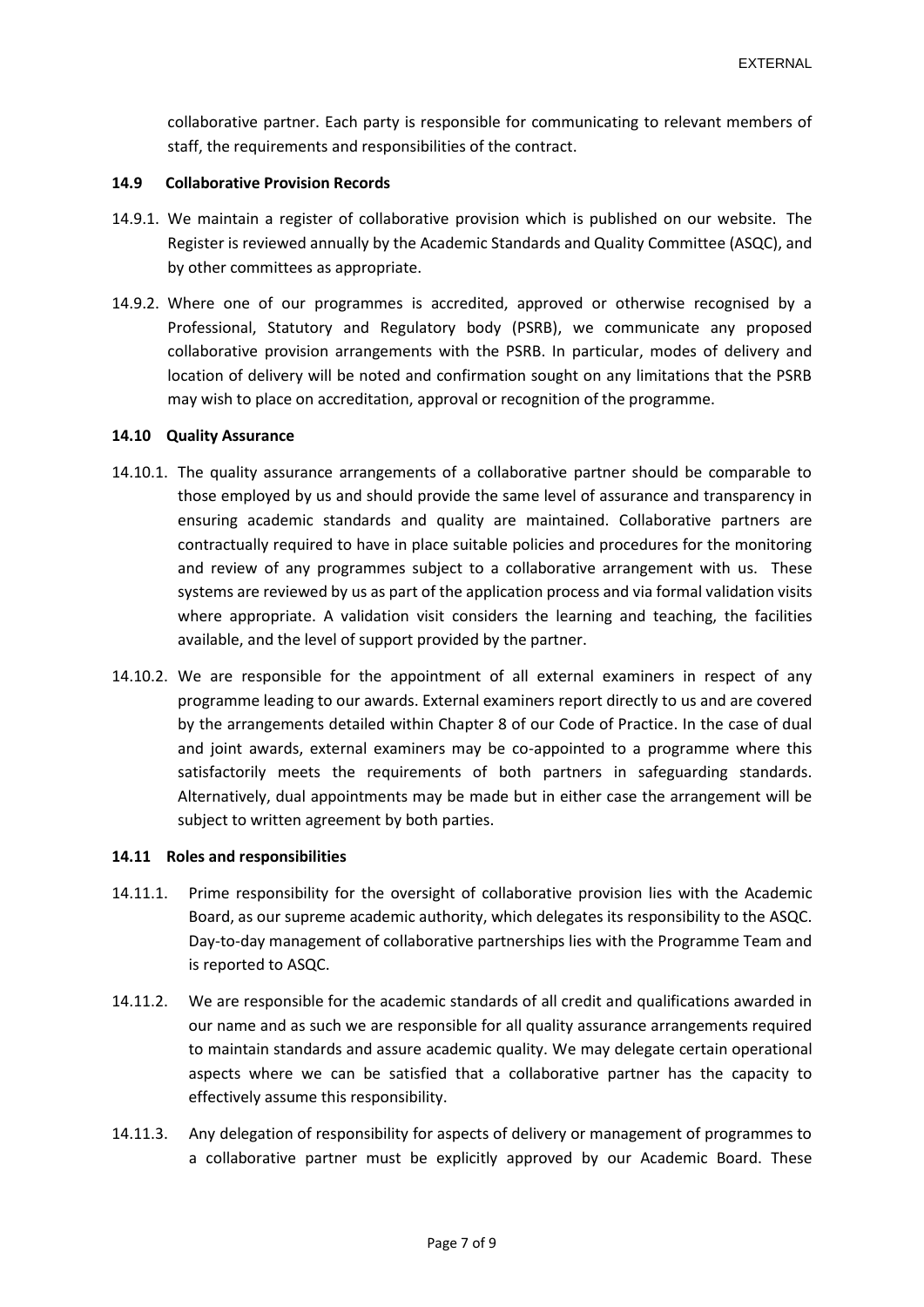collaborative partner. Each party is responsible for communicating to relevant members of staff, the requirements and responsibilities of the contract.

### 14.9 Collaborative Provision Records

14.9.1. We maintain a register of collaborative provision which is published on our website. The Register is reviewed annually by the Academic Standards and Quality Committee (ASQC), and by other committees as appropriate.

14.9.2. Where one of our programmes is accredited, approved or otherwise recognised by a Professional, Statutory and Regulatory body (PSRB), we communicate any proposed collaborative provision arrangements with the PSRB. In particular, modes of delivery and location of delivery will be noted and confirmation sought on any limitations that the PSRB may wish to place on accreditation, approval or recognition of the programme.

### 14.10 Quality Assurance

14.10.1. The quality assurance arrangements of a collaborative partner should be comparable to those employed by us and should provide the same level of assurance and transparency in ensuring academic standards and quality are maintained. Collaborative partners are contractually required to have in place suitable policies and procedures for the monitoring and review of any programmes subject to a collaborative arrangement with us. These systems are reviewed by us as part of the application process and via formal validation visits where appropriate. A validation visit considers the learning and teaching, the facilities available, and the level of support provided by the partner.

14.10.2. We are responsible for the appointment of all external examiners in respect of any programme leading to our awards. External examiners report directly to us and are covered by the arrangements detailed within Chapter 8 of our Code of Practice. In the case of dual and joint awards, external examiners may be co-appointed to a programme where this satisfactorily meets the requirements of both partners in safeguarding standards. Alternatively, dual appointments may be made but in either case the arrangement will be subject to written agreement by both parties.

### 14.11 Roles and responsibilities

14.11.1. Prime responsibility for the oversight of collaborative provision lies with the Academic Board, as our supreme academic authority, which delegates its responsibility to the ASQC. Day-to-day management of collaborative partnerships lies with the Programme Team and is reported to ASQC.

14.11.2. We are responsible for the academic standards of all credit and qualifications awarded in our name and as such we are responsible for all quality assurance arrangements required to maintain standards and assure academic quality. We may delegate certain operational aspects where we can be satisfied that a collaborative partner has the capacity to effectively assume this responsibility.

14.11.3. Any delegation of responsibility for aspects of delivery or management of programmes to a collaborative partner must be explicitly approved by our Academic Board. These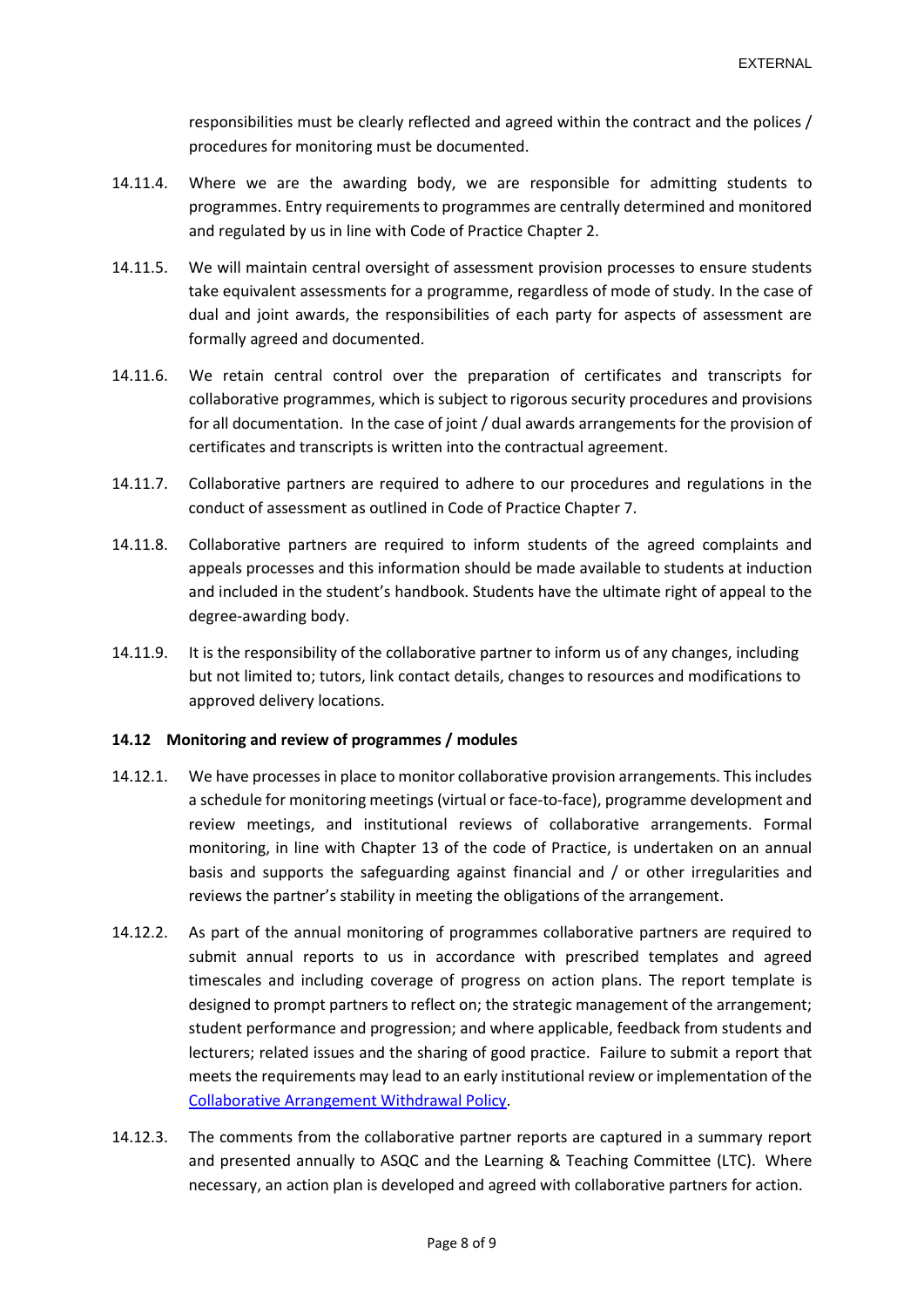responsibilities must be clearly reflected and agreed within the contract and the polices / procedures for monitoring must be documented.

14.11.4. Where we are the awarding body, we are responsible for admitting students to programmes. Entry requirements to programmes are centrally determined and monitored and regulated by us in line with Code of Practice Chapter 2.

14.11.5. We will maintain central oversight of assessment provision processes to ensure students take equivalent assessments for a programme, regardless of mode of study. In the case of dual and joint awards, the responsibilities of each party for aspects of assessment are formally agreed and documented.

14.11.6. We retain central control over the preparation of certificates and transcripts for collaborative programmes, which is subject to rigorous security procedures and provisions for all documentation. In the case of joint / dual awards arrangements for the provision of certificates and transcripts is written into the contractual agreement.

14.11.7. Collaborative partners are required to adhere to our procedures and regulations in the conduct of assessment as outlined in Code of Practice Chapter 7.

14.11.8. Collaborative partners are required to inform students of the agreed complaints and appeals processes and this information should be made available to students at induction and included in the student's handbook. Students have the ultimate right of appeal to the degree-awarding body.

14.11.9. It is the responsibility of the collaborative partner to inform us of any changes, including but not limited to; tutors, link contact details, changes to resources and modifications to approved delivery locations.

**14.12 Monitoring and review of programmes / modules**

14.12.1. We have processes in place to monitor collaborative provision arrangements. This includes a schedule for monitoring meetings (virtual or face-to-face), programme development and review meetings, and institutional reviews of collaborative arrangements. Formal monitoring, in line with Chapter 13 of the code of Practice, is undertaken on an annual basis and supports the safeguarding against financial and / or other irregularities and reviews the partner's stability in meeting the obligations of the arrangement.

14.12.2. As part of the annual monitoring of programmes collaborative partners are required to submit annual reports to us in accordance with prescribed templates and agreed timescales and including coverage of progress on action plans. The report template is designed to prompt partners to reflect on; the strategic management of the arrangement; student performance and progression; and where applicable, feedback from students and lecturers; related issues and the sharing of good practice. Failure to submit a report that meets the requirements may lead to an early institutional review or implementation of the Collaborative Arrangement Withdrawal Policy.

14.12.3. The comments from the collaborative partner reports are captured in a summary report and presented annually to ASQC and the Learning & Teaching Committee (LTC). Where necessary, an action plan is developed and agreed with collaborative partners for action.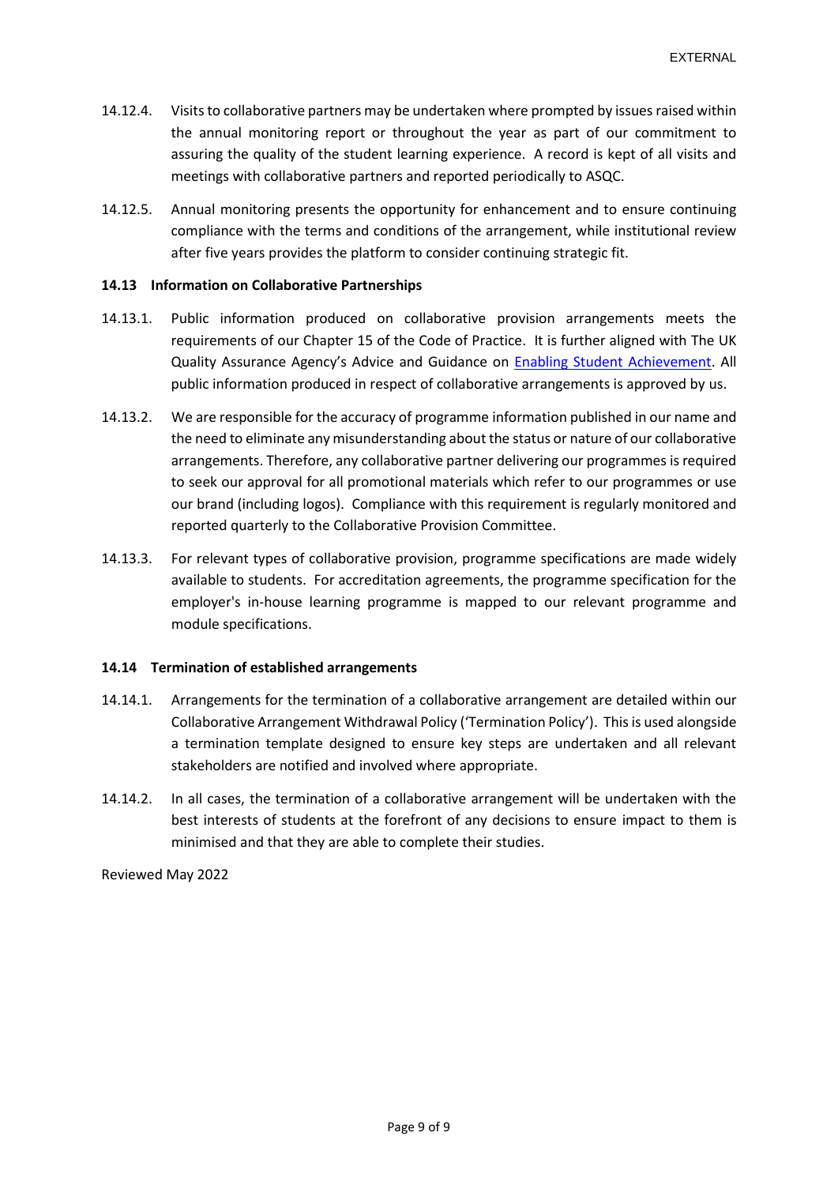14.12.4. Visits to collaborative partners may be undertaken where prompted by issues raised within the annual monitoring report or throughout the year as part of our commitment to assuring the quality of the student learning experience. A record is kept of all visits and meetings with collaborative partners and reported periodically to ASQC.

14.12.5. Annual monitoring presents the opportunity for enhancement and to ensure continuing compliance with the terms and conditions of the arrangement, while institutional review after five years provides the platform to consider continuing strategic fit.

**14.13 Information on Collaborative Partnerships**

14.13.1. Public information produced on collaborative provision arrangements meets the requirements of our Chapter 15 of the Code of Practice. It is further aligned with The UK Quality Assurance Agency's Advice and Guidance on Enabling Student Achievement. All public information produced in respect of collaborative arrangements is approved by us.

14.13.2. We are responsible for the accuracy of programme information published in our name and the need to eliminate any misunderstanding about the status or nature of our collaborative arrangements. Therefore, any collaborative partner delivering our programmes is required to seek our approval for all promotional materials which refer to our programmes or use our brand (including logos). Compliance with this requirement is regularly monitored and reported quarterly to the Collaborative Provision Committee.

14.13.3. For relevant types of collaborative provision, programme specifications are made widely available to students. For accreditation agreements, the programme specification for the employer's in-house learning programme is mapped to our relevant programme and module specifications.

**14.14 Termination of established arrangements**

14.14.1. Arrangements for the termination of a collaborative arrangement are detailed within our Collaborative Arrangement Withdrawal Policy ('Termination Policy'). This is used alongside a termination template designed to ensure key steps are undertaken and all relevant stakeholders are notified and involved where appropriate.

14.14.2. In all cases, the termination of a collaborative arrangement will be undertaken with the best interests of students at the forefront of any decisions to ensure impact to them is minimised and that they are able to complete their studies.

Reviewed May 2022